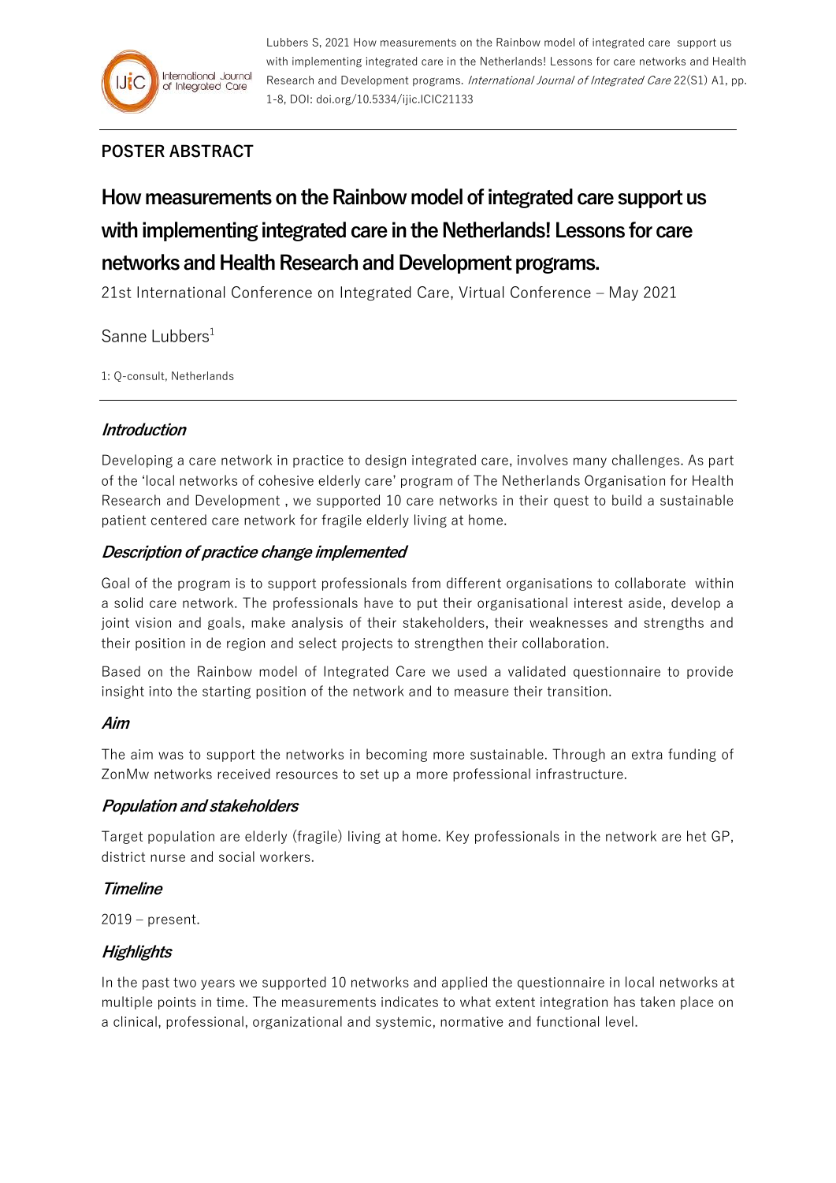**POSTER ABSTRACT**

# How measurements on the Rainbow model of integrated care support us with implementing integrated care in the Netherlands! Lessons for care networks and Health Research and Development programs.

21st International Conference on Integrated Care, Virtual Conference – May 2021

Sanne Lubbers[1]

1: Q-consult, Netherlands

## *Introduction*

Developing a care network in practice to design integrated care, involves many challenges. As part of the 'local networks of cohesive elderly care' program of The Netherlands Organisation for Health Research and Development , we supported 10 care networks in their quest to build a sustainable patient centered care network for fragile elderly living at home.

## *Description of practice change implemented*

Goal of the program is to support professionals from different organisations to collaborate within a solid care network. The professionals have to put their organisational interest aside, develop a joint vision and goals, make analysis of their stakeholders, their weaknesses and strengths and their position in de region and select projects to strengthen their collaboration.

Based on the Rainbow model of Integrated Care we used a validated questionnaire to provide insight into the starting position of the network and to measure their transition.

## *Aim*

The aim was to support the networks in becoming more sustainable. Through an extra funding of ZonMw networks received resources to set up a more professional infrastructure.

## *Population and stakeholders*

Target population are elderly (fragile) living at home. Key professionals in the network are het GP, district nurse and social workers.

## *Timeline*

2019 – present.

## *Highlights*

In the past two years we supported 10 networks and applied the questionnaire in local networks at multiple points in time. The measurements indicates to what extent integration has taken place on a clinical, professional, organizational and systemic, normative and functional level.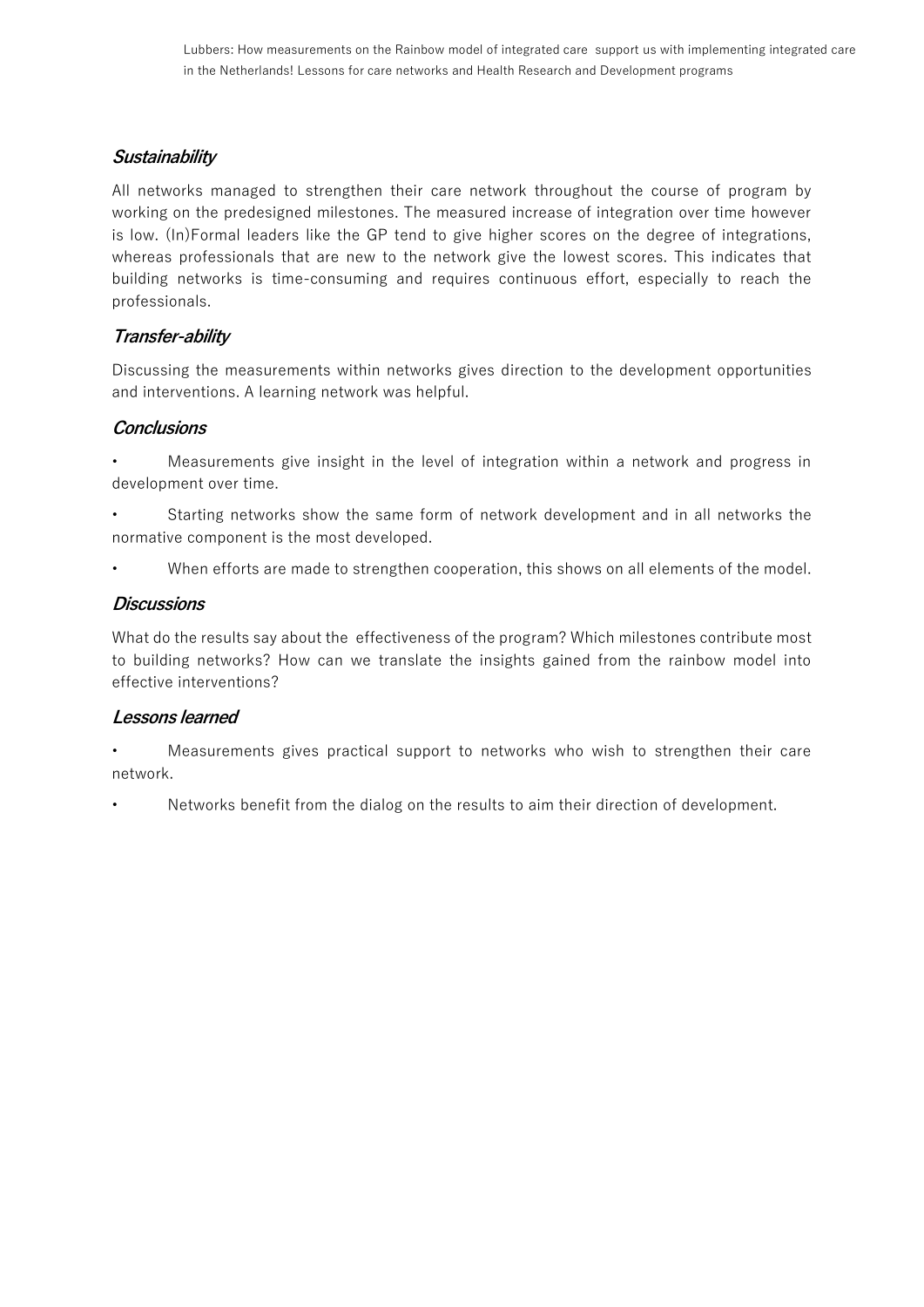### *Sustainability*

All networks managed to strengthen their care network throughout the course of program by working on the predesigned milestones. The measured increase of integration over time however is low. (In)Formal leaders like the GP tend to give higher scores on the degree of integrations, whereas professionals that are new to the network give the lowest scores. This indicates that building networks is time-consuming and requires continuous effort, especially to reach the professionals.

### *Transfer-ability*

Discussing the measurements within networks gives direction to the development opportunities and interventions. A learning network was helpful.

### *Conclusions*

- Measurements give insight in the level of integration within a network and progress in development over time.
- Starting networks show the same form of network development and in all networks the normative component is the most developed.
- When efforts are made to strengthen cooperation, this shows on all elements of the model.

### *Discussions*

What do the results say about the effectiveness of the program? Which milestones contribute most to building networks? How can we translate the insights gained from the rainbow model into effective interventions?

### *Lessons learned*

- Measurements gives practical support to networks who wish to strengthen their care network.
- Networks benefit from the dialog on the results to aim their direction of development.